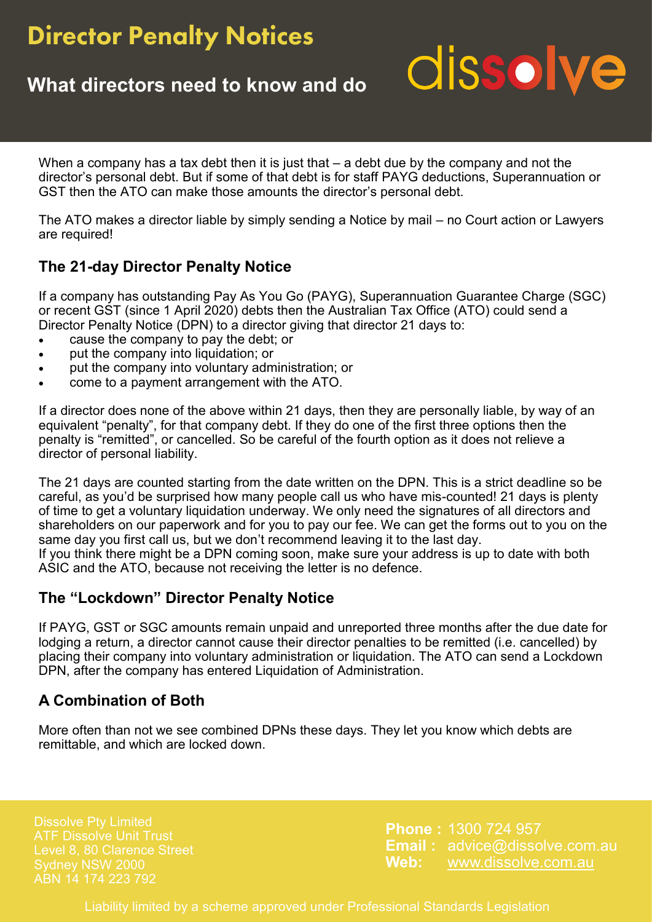# Director Penalty Notices

## What directors need to know and do

dissolve

When a company has a tax debt then it is just that – a debt due by the company and not the director's personal debt. But if some of that debt is for staff PAYG deductions, Superannuation or GST then the ATO can make those amounts the director's personal debt.

The ATO makes a director liable by simply sending a Notice by mail – no Court action or Lawyers are required!

### The 21-day Director Penalty Notice

If a company has outstanding Pay As You Go (PAYG), Superannuation Guarantee Charge (SGC) or recent GST (since 1 April 2020) debts then the Australian Tax Office (ATO) could send a Director Penalty Notice (DPN) to a director giving that director 21 days to:

- cause the company to pay the debt; or
- put the company into liquidation; or
- put the company into voluntary administration; or
- come to a payment arrangement with the ATO.

If a director does none of the above within 21 days, then they are personally liable, by way of an equivalent "penalty", for that company debt. If they do one of the first three options then the penalty is "remitted", or cancelled. So be careful of the fourth option as it does not relieve a director of personal liability.

The 21 days are counted starting from the date written on the DPN. This is a strict deadline so be careful, as you'd be surprised how many people call us who have mis-counted! 21 days is plenty of time to get a voluntary liquidation underway. We only need the signatures of all directors and shareholders on our paperwork and for you to pay our fee. We can get the forms out to you on the same day you first call us, but we don't recommend leaving it to the last day.
If you think there might be a DPN coming soon, make sure your address is up to date with both ASIC and the ATO, because not receiving the letter is no defence.

### The "Lockdown" Director Penalty Notice

If PAYG, GST or SGC amounts remain unpaid and unreported three months after the due date for lodging a return, a director cannot cause their director penalties to be remitted (i.e. cancelled) by placing their company into voluntary administration or liquidation. The ATO can send a Lockdown DPN, after the company has entered Liquidation of Administration.

### A Combination of Both

More often than not we see combined DPNs these days. They let you know which debts are remittable, and which are locked down.

Dissolve Pty Limited
ATF Dissolve Unit Trust
Level 8, 80 Clarence Street
Sydney NSW 2000
ABN 14 174 223 792

**Phone :** 1300 724 957
**Email :** advice@dissolve.com.au
**Web:** www.dissolve.com.au

Liability limited by a scheme approved under Professional Standards Legislation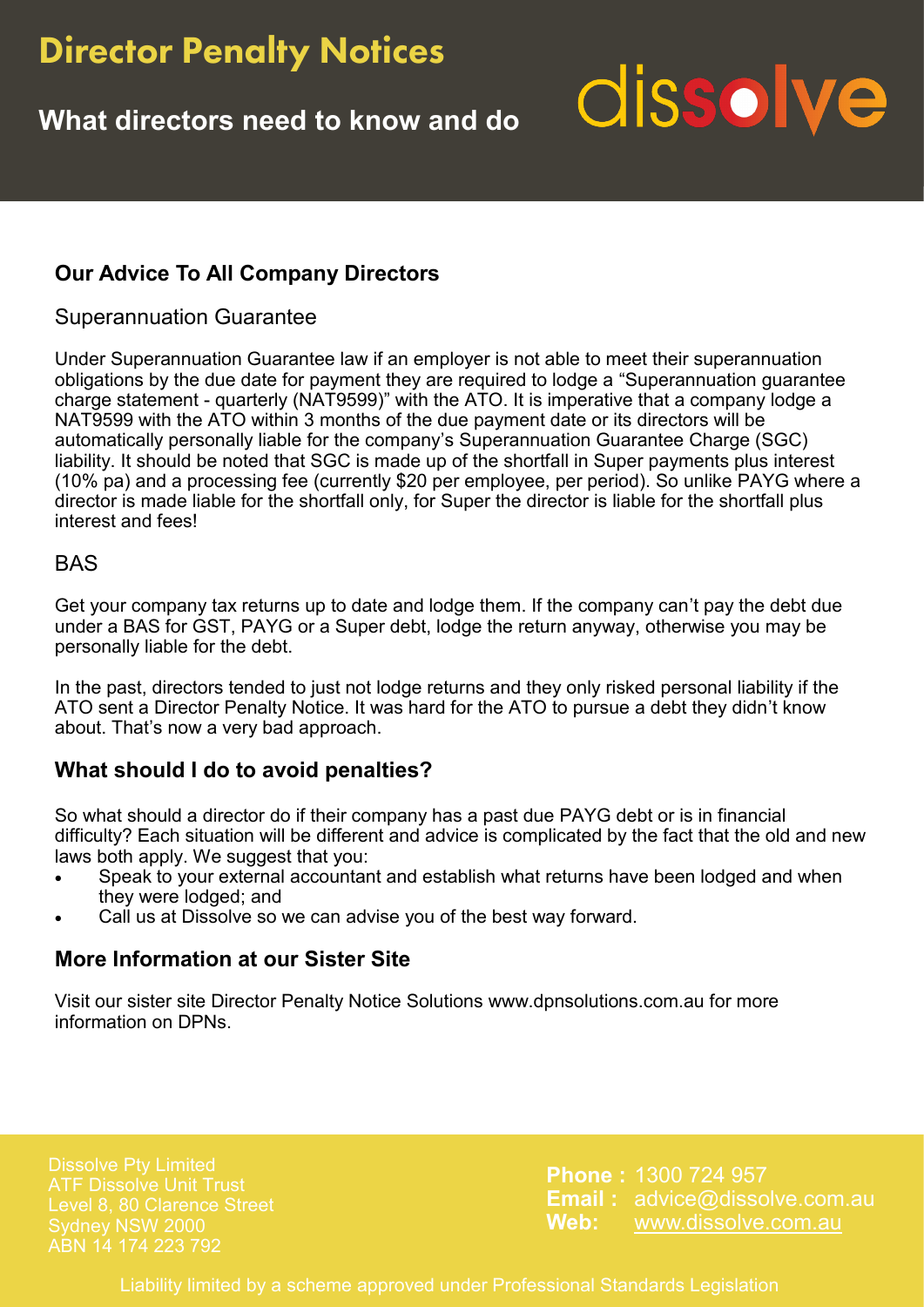# Director Penalty Notices

## What directors need to know and do

dissolve

### Our Advice To All Company Directors

Superannuation Guarantee

Under Superannuation Guarantee law if an employer is not able to meet their superannuation obligations by the due date for payment they are required to lodge a "Superannuation guarantee charge statement - quarterly (NAT9599)" with the ATO. It is imperative that a company lodge a NAT9599 with the ATO within 3 months of the due payment date or its directors will be automatically personally liable for the company's Superannuation Guarantee Charge (SGC) liability. It should be noted that SGC is made up of the shortfall in Super payments plus interest (10% pa) and a processing fee (currently $20 per employee, per period). So unlike PAYG where a director is made liable for the shortfall only, for Super the director is liable for the shortfall plus interest and fees!

BAS

Get your company tax returns up to date and lodge them. If the company can't pay the debt due under a BAS for GST, PAYG or a Super debt, lodge the return anyway, otherwise you may be personally liable for the debt.

In the past, directors tended to just not lodge returns and they only risked personal liability if the ATO sent a Director Penalty Notice. It was hard for the ATO to pursue a debt they didn't know about. That's now a very bad approach.

### What should I do to avoid penalties?

So what should a director do if their company has a past due PAYG debt or is in financial difficulty? Each situation will be different and advice is complicated by the fact that the old and new laws both apply. We suggest that you:

- Speak to your external accountant and establish what returns have been lodged and when they were lodged; and
- Call us at Dissolve so we can advise you of the best way forward.

### More Information at our Sister Site

Visit our sister site Director Penalty Notice Solutions www.dpnsolutions.com.au for more information on DPNs.

Dissolve Pty Limited
ATF Dissolve Unit Trust
Level 8, 80 Clarence Street
Sydney NSW 2000
ABN 14 174 223 792

**Phone :** 1300 724 957
**Email :** advice@dissolve.com.au
**Web:** www.dissolve.com.au

Liability limited by a scheme approved under Professional Standards Legislation